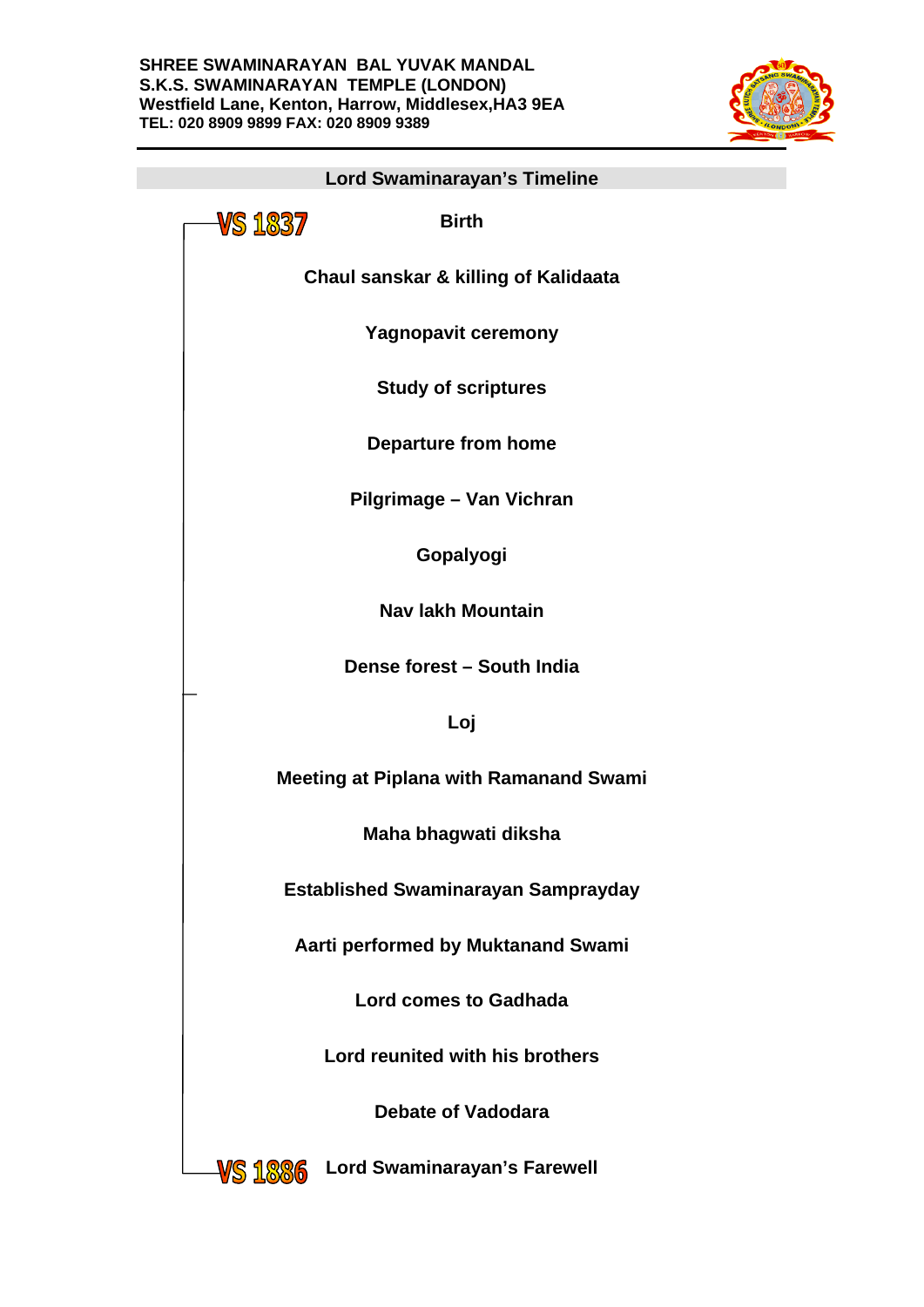**SHREE SWAMINARAYAN BAL YUVAK MANDAL**
**S.K.S. SWAMINARAYAN TEMPLE (LONDON)**
**Westfield Lane, Kenton, Harrow, Middlesex,HA3 9EA**
**TEL: 020 8909 9899 FAX: 020 8909 9389**

## Lord Swaminarayan's Timeline

**VS 1837** — **Birth**

**Chaul sanskar & killing of Kalidaata**

**Yagnopavit ceremony**

**Study of scriptures**

**Departure from home**

**Pilgrimage – Van Vichran**

**Gopalyogi**

**Nav lakh Mountain**

**Dense forest – South India**

**Loj**

**Meeting at Piplana with Ramanand Swami**

**Maha bhagwati diksha**

**Established Swaminarayan Samprayday**

**Aarti performed by Muktanand Swami**

**Lord comes to Gadhada**

**Lord reunited with his brothers**

**Debate of Vadodara**

**VS 1886** — **Lord Swaminarayan's Farewell**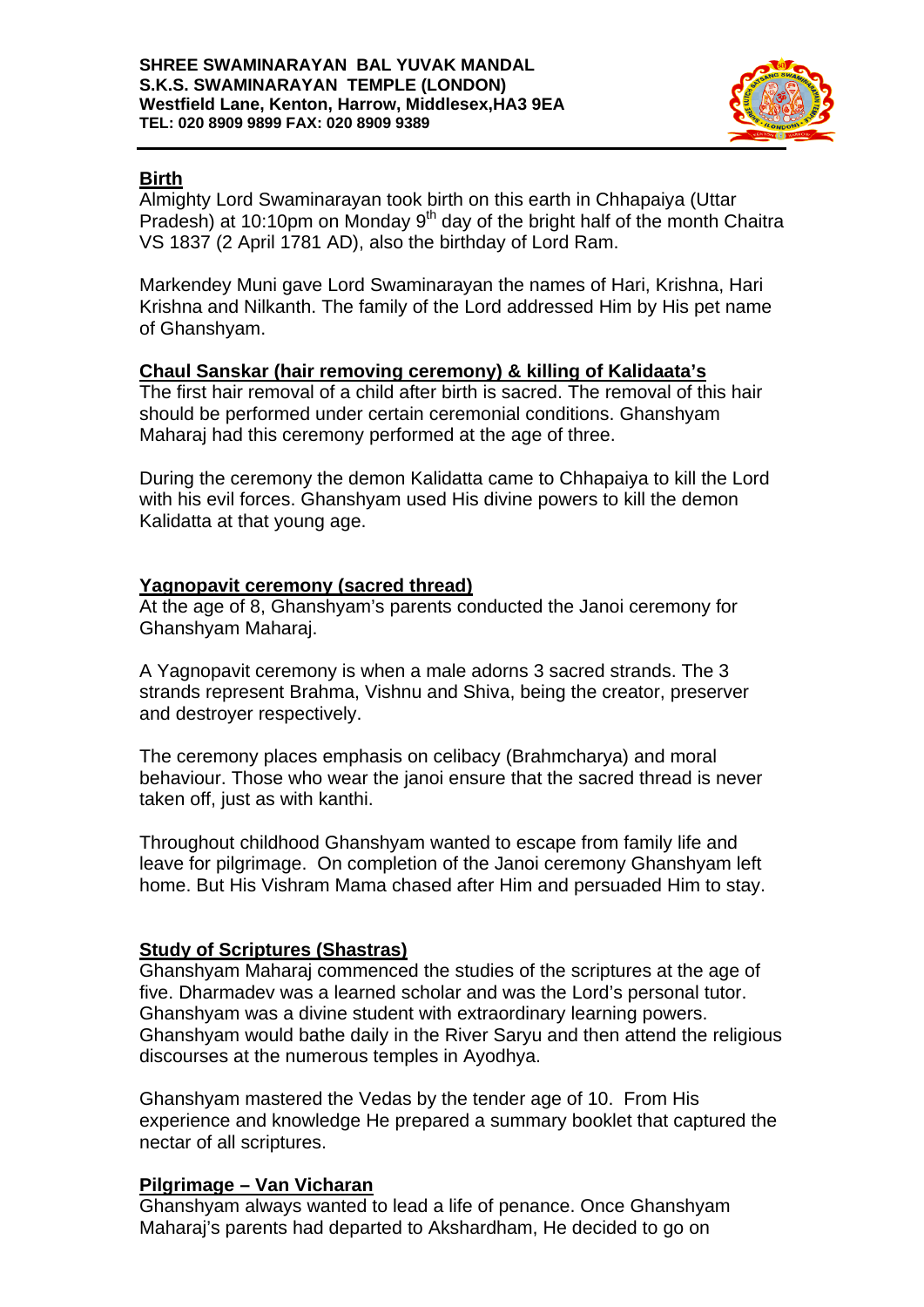**SHREE SWAMINARAYAN BAL YUVAK MANDAL**
**S.K.S. SWAMINARAYAN TEMPLE (LONDON)**
**Westfield Lane, Kenton, Harrow, Middlesex,HA3 9EA**
**TEL: 020 8909 9899 FAX: 020 8909 9389**

## Birth

Almighty Lord Swaminarayan took birth on this earth in Chhapaiya (Uttar Pradesh) at 10:10pm on Monday 9th day of the bright half of the month Chaitra VS 1837 (2 April 1781 AD), also the birthday of Lord Ram.

Markendey Muni gave Lord Swaminarayan the names of Hari, Krishna, Hari Krishna and Nilkanth. The family of the Lord addressed Him by His pet name of Ghanshyam.

## Chaul Sanskar (hair removing ceremony) & killing of Kalidaata's

The first hair removal of a child after birth is sacred. The removal of this hair should be performed under certain ceremonial conditions. Ghanshyam Maharaj had this ceremony performed at the age of three.

During the ceremony the demon Kalidatta came to Chhapaiya to kill the Lord with his evil forces. Ghanshyam used His divine powers to kill the demon Kalidatta at that young age.

## Yagnopavit ceremony (sacred thread)

At the age of 8, Ghanshyam's parents conducted the Janoi ceremony for Ghanshyam Maharaj.

A Yagnopavit ceremony is when a male adorns 3 sacred strands. The 3 strands represent Brahma, Vishnu and Shiva, being the creator, preserver and destroyer respectively.

The ceremony places emphasis on celibacy (Brahmcharya) and moral behaviour. Those who wear the janoi ensure that the sacred thread is never taken off, just as with kanthi.

Throughout childhood Ghanshyam wanted to escape from family life and leave for pilgrimage. On completion of the Janoi ceremony Ghanshyam left home. But His Vishram Mama chased after Him and persuaded Him to stay.

## Study of Scriptures (Shastras)

Ghanshyam Maharaj commenced the studies of the scriptures at the age of five. Dharmadev was a learned scholar and was the Lord's personal tutor. Ghanshyam was a divine student with extraordinary learning powers. Ghanshyam would bathe daily in the River Saryu and then attend the religious discourses at the numerous temples in Ayodhya.

Ghanshyam mastered the Vedas by the tender age of 10. From His experience and knowledge He prepared a summary booklet that captured the nectar of all scriptures.

## Pilgrimage – Van Vicharan

Ghanshyam always wanted to lead a life of penance. Once Ghanshyam Maharaj's parents had departed to Akshardham, He decided to go on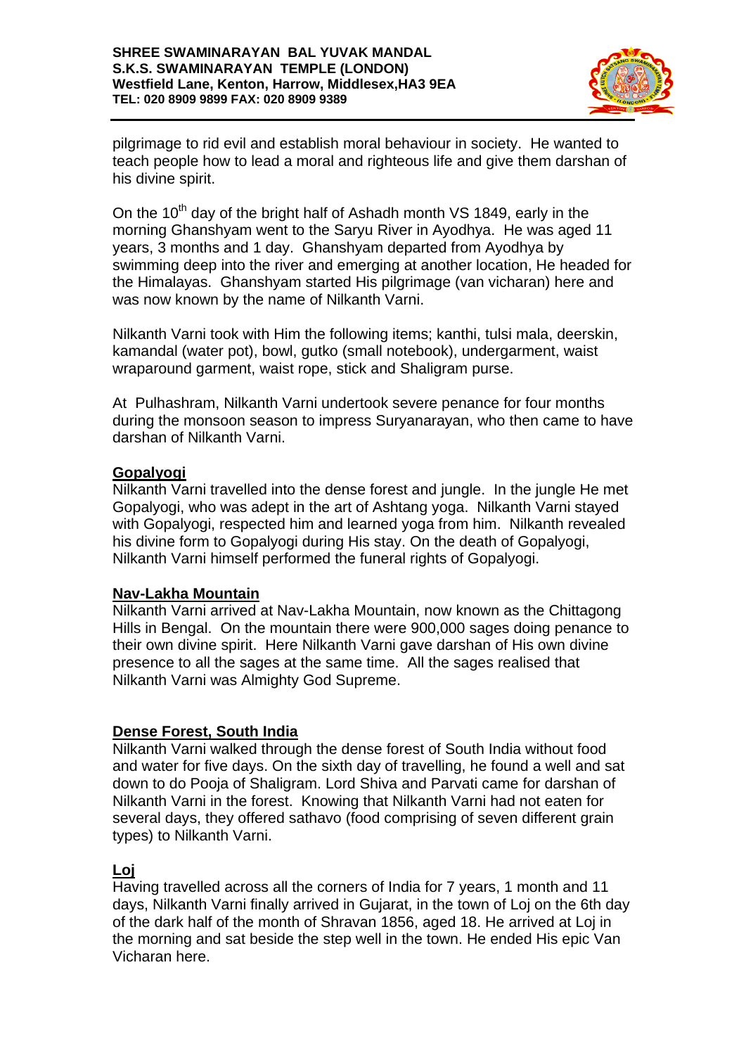pilgrimage to rid evil and establish moral behaviour in society. He wanted to teach people how to lead a moral and righteous life and give them darshan of his divine spirit.

On the 10th day of the bright half of Ashadh month VS 1849, early in the morning Ghanshyam went to the Saryu River in Ayodhya. He was aged 11 years, 3 months and 1 day. Ghanshyam departed from Ayodhya by swimming deep into the river and emerging at another location, He headed for the Himalayas. Ghanshyam started His pilgrimage (van vicharan) here and was now known by the name of Nilkanth Varni.

Nilkanth Varni took with Him the following items; kanthi, tulsi mala, deerskin, kamandal (water pot), bowl, gutko (small notebook), undergarment, waist wraparound garment, waist rope, stick and Shaligram purse.

At Pulhashram, Nilkanth Varni undertook severe penance for four months during the monsoon season to impress Suryanarayan, who then came to have darshan of Nilkanth Varni.

**Gopalyogi**

Nilkanth Varni travelled into the dense forest and jungle. In the jungle He met Gopalyogi, who was adept in the art of Ashtang yoga. Nilkanth Varni stayed with Gopalyogi, respected him and learned yoga from him. Nilkanth revealed his divine form to Gopalyogi during His stay. On the death of Gopalyogi, Nilkanth Varni himself performed the funeral rights of Gopalyogi.

**Nav-Lakha Mountain**

Nilkanth Varni arrived at Nav-Lakha Mountain, now known as the Chittagong Hills in Bengal. On the mountain there were 900,000 sages doing penance to their own divine spirit. Here Nilkanth Varni gave darshan of His own divine presence to all the sages at the same time. All the sages realised that Nilkanth Varni was Almighty God Supreme.

**Dense Forest, South India**

Nilkanth Varni walked through the dense forest of South India without food and water for five days. On the sixth day of travelling, he found a well and sat down to do Pooja of Shaligram. Lord Shiva and Parvati came for darshan of Nilkanth Varni in the forest. Knowing that Nilkanth Varni had not eaten for several days, they offered sathavo (food comprising of seven different grain types) to Nilkanth Varni.

**Loj**

Having travelled across all the corners of India for 7 years, 1 month and 11 days, Nilkanth Varni finally arrived in Gujarat, in the town of Loj on the 6th day of the dark half of the month of Shravan 1856, aged 18. He arrived at Loj in the morning and sat beside the step well in the town. He ended His epic Van Vicharan here.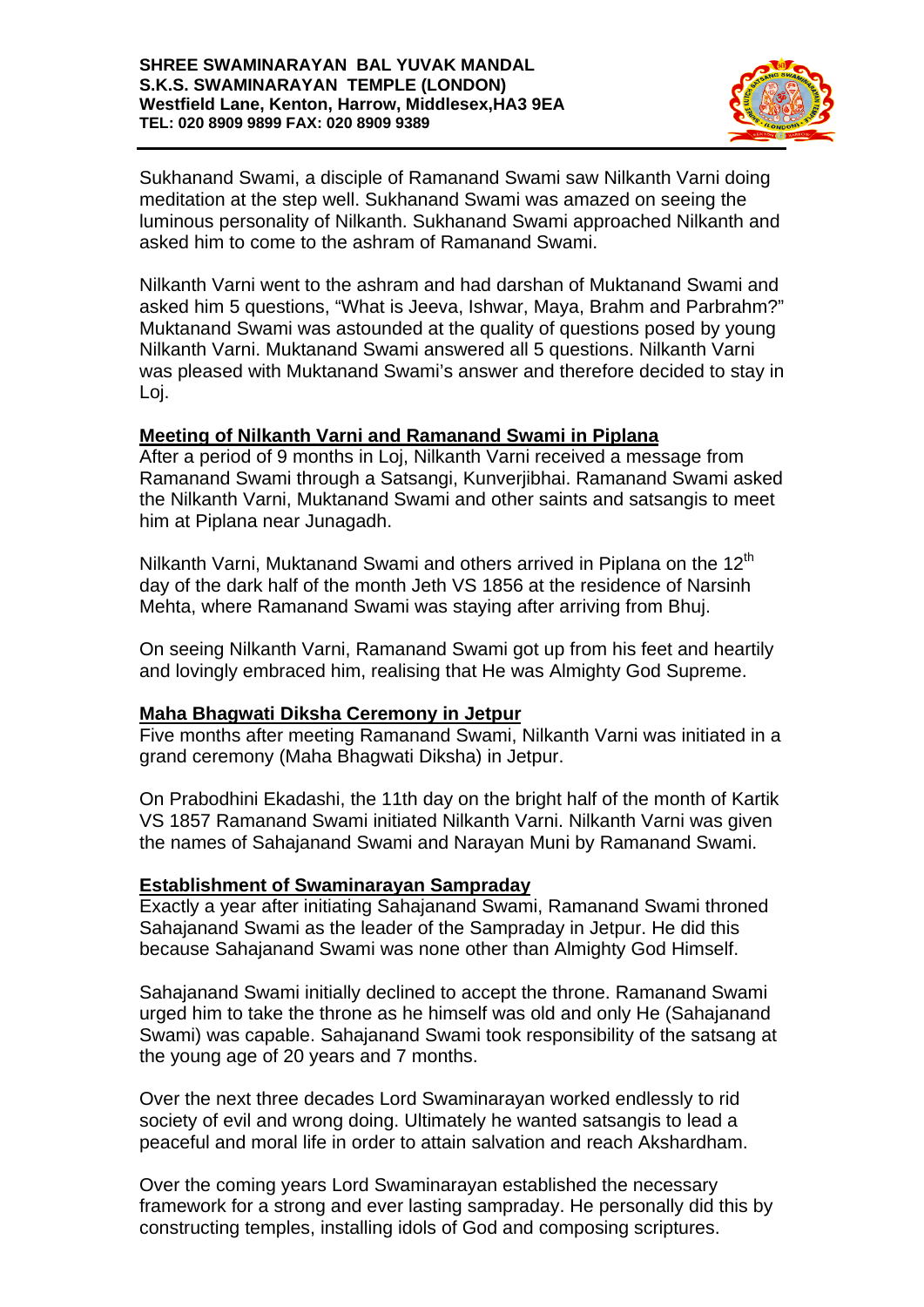Sukhanand Swami, a disciple of Ramanand Swami saw Nilkanth Varni doing meditation at the step well. Sukhanand Swami was amazed on seeing the luminous personality of Nilkanth. Sukhanand Swami approached Nilkanth and asked him to come to the ashram of Ramanand Swami.

Nilkanth Varni went to the ashram and had darshan of Muktanand Swami and asked him 5 questions, "What is Jeeva, Ishwar, Maya, Brahm and Parbrahm?" Muktanand Swami was astounded at the quality of questions posed by young Nilkanth Varni. Muktanand Swami answered all 5 questions. Nilkanth Varni was pleased with Muktanand Swami's answer and therefore decided to stay in Loj.

## Meeting of Nilkanth Varni and Ramanand Swami in Piplana

After a period of 9 months in Loj, Nilkanth Varni received a message from Ramanand Swami through a Satsangi, Kunverjibhai. Ramanand Swami asked the Nilkanth Varni, Muktanand Swami and other saints and satsangis to meet him at Piplana near Junagadh.

Nilkanth Varni, Muktanand Swami and others arrived in Piplana on the 12th day of the dark half of the month Jeth VS 1856 at the residence of Narsinh Mehta, where Ramanand Swami was staying after arriving from Bhuj.

On seeing Nilkanth Varni, Ramanand Swami got up from his feet and heartily and lovingly embraced him, realising that He was Almighty God Supreme.

## Maha Bhagwati Diksha Ceremony in Jetpur

Five months after meeting Ramanand Swami, Nilkanth Varni was initiated in a grand ceremony (Maha Bhagwati Diksha) in Jetpur.

On Prabodhini Ekadashi, the 11th day on the bright half of the month of Kartik VS 1857 Ramanand Swami initiated Nilkanth Varni. Nilkanth Varni was given the names of Sahajanand Swami and Narayan Muni by Ramanand Swami.

## Establishment of Swaminarayan Sampraday

Exactly a year after initiating Sahajanand Swami, Ramanand Swami throned Sahajanand Swami as the leader of the Sampraday in Jetpur. He did this because Sahajanand Swami was none other than Almighty God Himself.

Sahajanand Swami initially declined to accept the throne. Ramanand Swami urged him to take the throne as he himself was old and only He (Sahajanand Swami) was capable. Sahajanand Swami took responsibility of the satsang at the young age of 20 years and 7 months.

Over the next three decades Lord Swaminarayan worked endlessly to rid society of evil and wrong doing. Ultimately he wanted satsangis to lead a peaceful and moral life in order to attain salvation and reach Akshardham.

Over the coming years Lord Swaminarayan established the necessary framework for a strong and ever lasting sampraday. He personally did this by constructing temples, installing idols of God and composing scriptures.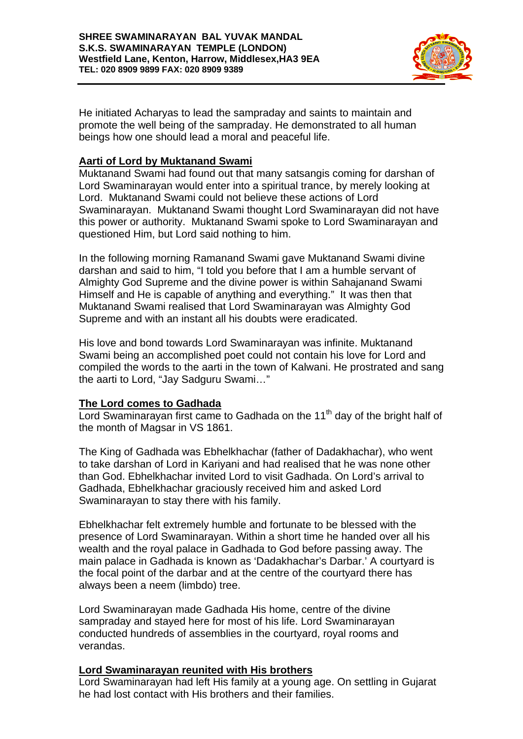He initiated Acharyas to lead the sampraday and saints to maintain and promote the well being of the sampraday. He demonstrated to all human beings how one should lead a moral and peaceful life.

**Aarti of Lord by Muktanand Swami**

Muktanand Swami had found out that many satsangis coming for darshan of Lord Swaminarayan would enter into a spiritual trance, by merely looking at Lord. Muktanand Swami could not believe these actions of Lord Swaminarayan. Muktanand Swami thought Lord Swaminarayan did not have this power or authority. Muktanand Swami spoke to Lord Swaminarayan and questioned Him, but Lord said nothing to him.

In the following morning Ramanand Swami gave Muktanand Swami divine darshan and said to him, "I told you before that I am a humble servant of Almighty God Supreme and the divine power is within Sahajanand Swami Himself and He is capable of anything and everything." It was then that Muktanand Swami realised that Lord Swaminarayan was Almighty God Supreme and with an instant all his doubts were eradicated.

His love and bond towards Lord Swaminarayan was infinite. Muktanand Swami being an accomplished poet could not contain his love for Lord and compiled the words to the aarti in the town of Kalwani. He prostrated and sang the aarti to Lord, "Jay Sadguru Swami…"

**The Lord comes to Gadhada**

Lord Swaminarayan first came to Gadhada on the 11th day of the bright half of the month of Magsar in VS 1861.

The King of Gadhada was Ebhelkhachar (father of Dadakhachar), who went to take darshan of Lord in Kariyani and had realised that he was none other than God. Ebhelkhachar invited Lord to visit Gadhada. On Lord's arrival to Gadhada, Ebhelkhachar graciously received him and asked Lord Swaminarayan to stay there with his family.

Ebhelkhachar felt extremely humble and fortunate to be blessed with the presence of Lord Swaminarayan. Within a short time he handed over all his wealth and the royal palace in Gadhada to God before passing away. The main palace in Gadhada is known as 'Dadakhachar's Darbar.' A courtyard is the focal point of the darbar and at the centre of the courtyard there has always been a neem (limbdo) tree.

Lord Swaminarayan made Gadhada His home, centre of the divine sampraday and stayed here for most of his life. Lord Swaminarayan conducted hundreds of assemblies in the courtyard, royal rooms and verandas.

**Lord Swaminarayan reunited with His brothers**

Lord Swaminarayan had left His family at a young age. On settling in Gujarat he had lost contact with His brothers and their families.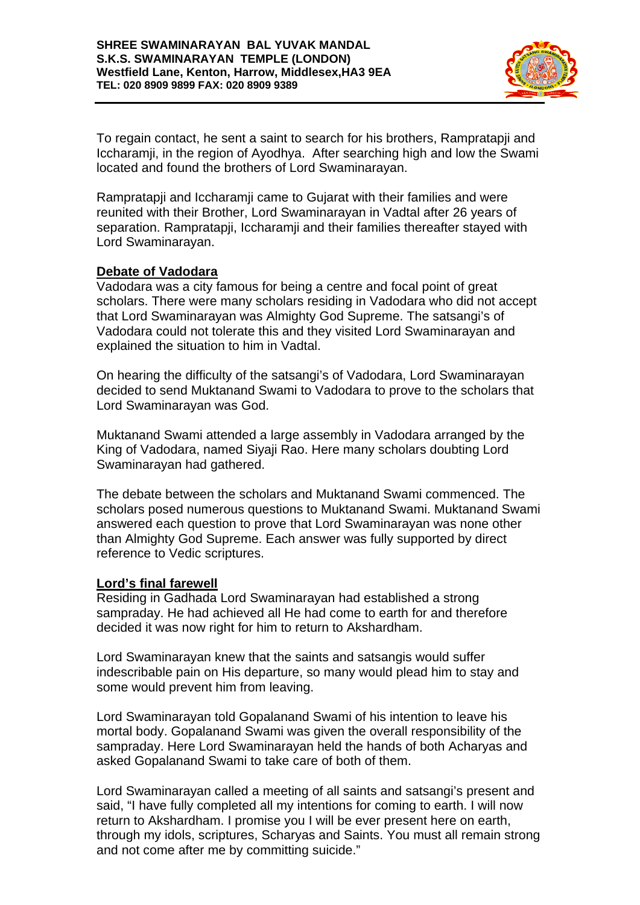To regain contact, he sent a saint to search for his brothers, Rampratapji and Iccharamji, in the region of Ayodhya. After searching high and low the Swami located and found the brothers of Lord Swaminarayan.

Rampratapji and Iccharamji came to Gujarat with their families and were reunited with their Brother, Lord Swaminarayan in Vadtal after 26 years of separation. Rampratapji, Iccharamji and their families thereafter stayed with Lord Swaminarayan.

## Debate of Vadodara

Vadodara was a city famous for being a centre and focal point of great scholars. There were many scholars residing in Vadodara who did not accept that Lord Swaminarayan was Almighty God Supreme. The satsangi's of Vadodara could not tolerate this and they visited Lord Swaminarayan and explained the situation to him in Vadtal.

On hearing the difficulty of the satsangi's of Vadodara, Lord Swaminarayan decided to send Muktanand Swami to Vadodara to prove to the scholars that Lord Swaminarayan was God.

Muktanand Swami attended a large assembly in Vadodara arranged by the King of Vadodara, named Siyaji Rao. Here many scholars doubting Lord Swaminarayan had gathered.

The debate between the scholars and Muktanand Swami commenced. The scholars posed numerous questions to Muktanand Swami. Muktanand Swami answered each question to prove that Lord Swaminarayan was none other than Almighty God Supreme. Each answer was fully supported by direct reference to Vedic scriptures.

## Lord's final farewell

Residing in Gadhada Lord Swaminarayan had established a strong sampraday. He had achieved all He had come to earth for and therefore decided it was now right for him to return to Akshardham.

Lord Swaminarayan knew that the saints and satsangis would suffer indescribable pain on His departure, so many would plead him to stay and some would prevent him from leaving.

Lord Swaminarayan told Gopalanand Swami of his intention to leave his mortal body. Gopalanand Swami was given the overall responsibility of the sampraday. Here Lord Swaminarayan held the hands of both Acharyas and asked Gopalanand Swami to take care of both of them.

Lord Swaminarayan called a meeting of all saints and satsangi's present and said, "I have fully completed all my intentions for coming to earth. I will now return to Akshardham. I promise you I will be ever present here on earth, through my idols, scriptures, Scharyas and Saints. You must all remain strong and not come after me by committing suicide."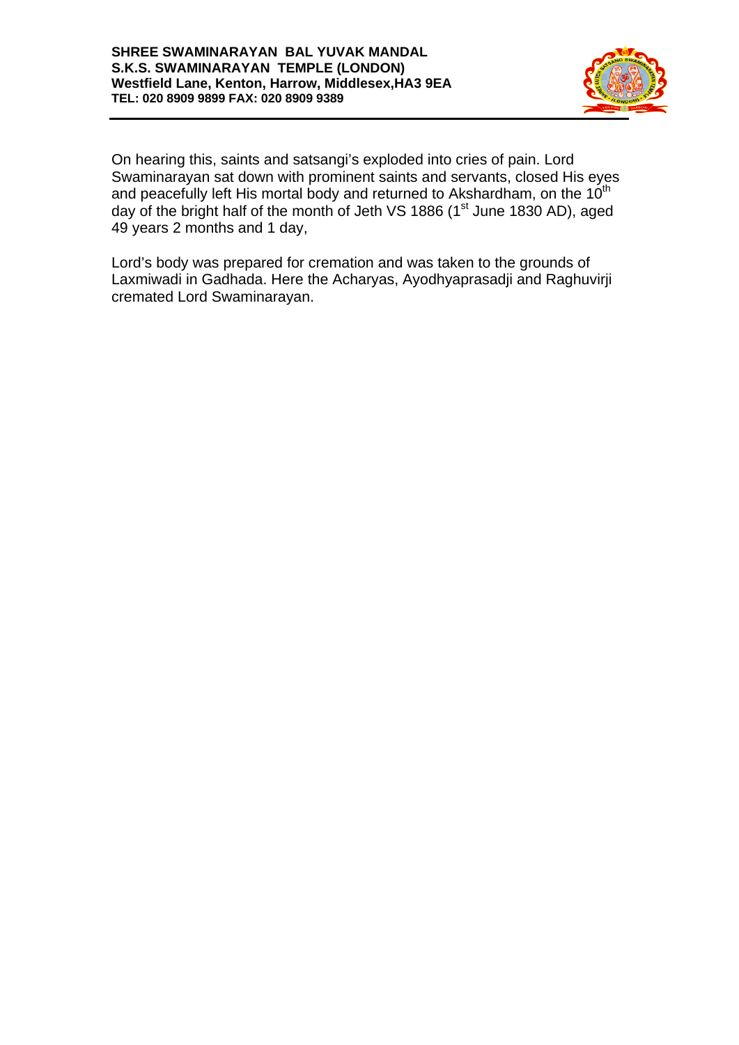On hearing this, saints and satsangi's exploded into cries of pain. Lord Swaminarayan sat down with prominent saints and servants, closed His eyes and peacefully left His mortal body and returned to Akshardham, on the 10th day of the bright half of the month of Jeth VS 1886 (1st June 1830 AD), aged 49 years 2 months and 1 day,

Lord's body was prepared for cremation and was taken to the grounds of Laxmiwadi in Gadhada. Here the Acharyas, Ayodhyaprasadji and Raghuvirji cremated Lord Swaminarayan.